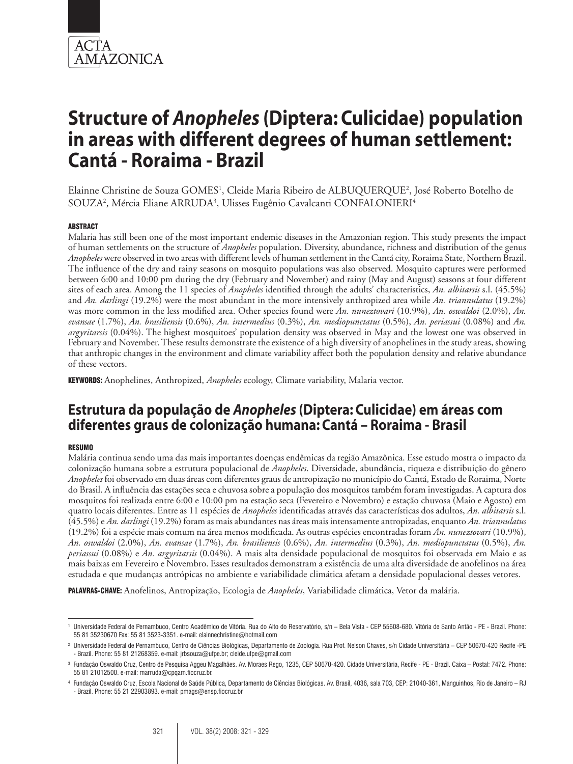# Structure of *Anopheles* (Diptera: Culicidae) population in areas with different degrees of human settlement: Cantá - Roraima - Brazil

Elainne Christine de Souza GOMES[1], Cleide Maria Ribeiro de ALBUQUERQUE[2], José Roberto Botelho de SOUZA[2], Mércia Eliane ARRUDA[3], Ulisses Eugênio Cavalcanti CONFALONIERI[4]

#### ABSTRACT

Malaria has still been one of the most important endemic diseases in the Amazonian region. This study presents the impact of human settlements on the structure of *Anopheles* population. Diversity, abundance, richness and distribution of the genus *Anopheles* were observed in two areas with different levels of human settlement in the Cantá city, Roraima State, Northern Brazil. The influence of the dry and rainy seasons on mosquito populations was also observed. Mosquito captures were performed between 6:00 and 10:00 pm during the dry (February and November) and rainy (May and August) seasons at four different sites of each area. Among the 11 species of *Anopheles* identified through the adults' characteristics, *An. albitarsis* s.l. (45.5%) and *An. darlingi* (19.2%) were the most abundant in the more intensively anthropized area while *An. triannulatus* (19.2%) was more common in the less modified area. Other species found were *An. nuneztovari* (10.9%), *An. oswaldoi* (2.0%), *An. evansae* (1.7%), *An. brasiliensis* (0.6%), *An. intermedius* (0.3%), *An. mediopunctatus* (0.5%), *An. periassui* (0.08%) and *An. argyritarsis* (0.04%). The highest mosquitoes' population density was observed in May and the lowest one was observed in February and November. These results demonstrate the existence of a high diversity of anophelines in the study areas, showing that anthropic changes in the environment and climate variability affect both the population density and relative abundance of these vectors.

**KEYWORDS:** Anophelines, Anthropized, *Anopheles* ecology, Climate variability, Malaria vector.

## Estrutura da população de *Anopheles* (Diptera: Culicidae) em áreas com diferentes graus de colonização humana: Cantá – Roraima - Brasil

#### RESUMO

Malária continua sendo uma das mais importantes doenças endêmicas da região Amazônica. Esse estudo mostra o impacto da colonização humana sobre a estrutura populacional de *Anopheles*. Diversidade, abundância, riqueza e distribuição do gênero *Anopheles* foi observado em duas áreas com diferentes graus de antropização no município do Cantá, Estado de Roraima, Norte do Brasil. A influência das estações seca e chuvosa sobre a população dos mosquitos também foram investigadas. A captura dos mosquitos foi realizada entre 6:00 e 10:00 pm na estação seca (Fevereiro e Novembro) e estação chuvosa (Maio e Agosto) em quatro locais diferentes. Entre as 11 espécies de *Anopheles* identificadas através das características dos adultos, *An. albitarsis* s.l. (45.5%) e *An. darlingi* (19.2%) foram as mais abundantes nas áreas mais intensamente antropizadas, enquanto *An. triannulatus* (19.2%) foi a espécie mais comum na área menos modificada. As outras espécies encontradas foram *An. nuneztovari* (10.9%), *An. oswaldoi* (2.0%), *An. evansae* (1.7%), *An. brasiliensis* (0.6%), *An. intermedius* (0.3%), *An. mediopunctatus* (0.5%), *An. periassui* (0.08%) e *An. argyritarsis* (0.04%). A mais alta densidade populacional de mosquitos foi observada em Maio e as mais baixas em Fevereiro e Novembro. Esses resultados demonstram a existência de uma alta diversidade de anofelinos na área estudada e que mudanças antrópicas no ambiente e variabilidade climática afetam a densidade populacional desses vetores.

**PALAVRAS-CHAVE:** Anofelinos, Antropização, Ecologia de *Anopheles*, Variabilidade climática, Vetor da malária.

---

[1] Universidade Federal de Pernambuco, Centro Acadêmico de Vitória. Rua do Alto do Reservatório, s/n – Bela Vista - CEP 55608-680. Vitória de Santo Antão - PE - Brazil. Phone: 55 81 35230670 Fax: 55 81 3523-3351. e-mail: elainnechristine@hotmail.com

[2] Universidade Federal de Pernambuco, Centro de Ciências Biológicas, Departamento de Zoologia. Rua Prof. Nelson Chaves, s/n Cidade Universitária – CEP 50670-420 Recife -PE - Brazil. Phone: 55 81 21268359. e-mail: jrbsouza@ufpe.br; cleide.ufpe@gmail.com

[3] Fundação Oswaldo Cruz, Centro de Pesquisa Aggeu Magalhães. Av. Moraes Rego, 1235, CEP 50670-420. Cidade Universitária, Recife - PE - Brazil. Caixa – Postal: 7472. Phone: 55 81 21012500. e-mail: marruda@cpqam.fiocruz.br.

[4] Fundação Oswaldo Cruz, Escola Nacional de Saúde Pública, Departamento de Ciências Biológicas. Av. Brasil, 4036, sala 703, CEP: 21040-361, Manguinhos, Rio de Janeiro – RJ - Brazil. Phone: 55 21 22903893. e-mail: pmags@ensp.fiocruz.br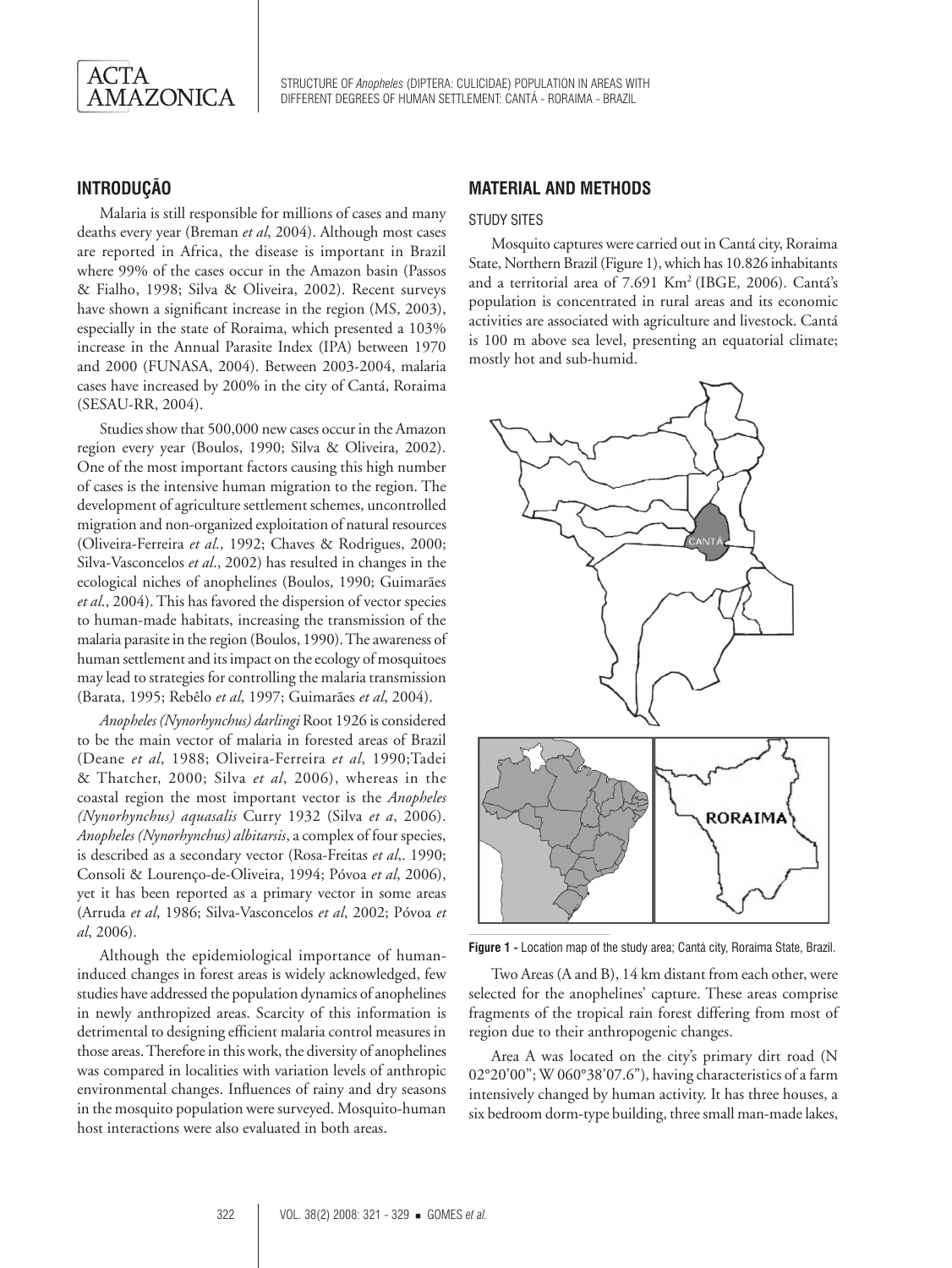## INTRODUÇÃO

Malaria is still responsible for millions of cases and many deaths every year (Breman *et al*, 2004). Although most cases are reported in Africa, the disease is important in Brazil where 99% of the cases occur in the Amazon basin (Passos & Fialho, 1998; Silva & Oliveira, 2002). Recent surveys have shown a significant increase in the region (MS, 2003), especially in the state of Roraima, which presented a 103% increase in the Annual Parasite Index (IPA) between 1970 and 2000 (FUNASA, 2004). Between 2003-2004, malaria cases have increased by 200% in the city of Cantá, Roraima (SESAU-RR, 2004).

Studies show that 500,000 new cases occur in the Amazon region every year (Boulos, 1990; Silva & Oliveira, 2002). One of the most important factors causing this high number of cases is the intensive human migration to the region. The development of agriculture settlement schemes, uncontrolled migration and non-organized exploitation of natural resources (Oliveira-Ferreira *et al*., 1992; Chaves & Rodrigues, 2000; Silva-Vasconcelos *et al*., 2002) has resulted in changes in the ecological niches of anophelines (Boulos, 1990; Guimarães *et al*., 2004). This has favored the dispersion of vector species to human-made habitats, increasing the transmission of the malaria parasite in the region (Boulos, 1990). The awareness of human settlement and its impact on the ecology of mosquitoes may lead to strategies for controlling the malaria transmission (Barata, 1995; Rebêlo *et al*, 1997; Guimarães *et al*, 2004).

*Anopheles (Nynorhynchus) darlingi* Root 1926 is considered to be the main vector of malaria in forested areas of Brazil (Deane *et al*, 1988; Oliveira-Ferreira *et al*, 1990;Tadei & Thatcher, 2000; Silva *et al*, 2006), whereas in the coastal region the most important vector is the *Anopheles (Nynorhynchus) aquasalis* Curry 1932 (Silva *et a*, 2006). *Anopheles (Nynorhynchus) albitarsis*, a complex of four species, is described as a secondary vector (Rosa-Freitas *et al*,. 1990; Consoli & Lourenço-de-Oliveira, 1994; Póvoa *et al*, 2006), yet it has been reported as a primary vector in some areas (Arruda *et al*, 1986; Silva-Vasconcelos *et al*, 2002; Póvoa *et al*, 2006).

Although the epidemiological importance of human-induced changes in forest areas is widely acknowledged, few studies have addressed the population dynamics of anophelines in newly anthropized areas. Scarcity of this information is detrimental to designing efficient malaria control measures in those areas. Therefore in this work, the diversity of anophelines was compared in localities with variation levels of anthropic environmental changes. Influences of rainy and dry seasons in the mosquito population were surveyed. Mosquito-human host interactions were also evaluated in both areas.

## MATERIAL AND METHODS

### STUDY SITES

Mosquito captures were carried out in Cantá city, Roraima State, Northern Brazil (Figure 1), which has 10.826 inhabitants and a territorial area of 7.691 Km$^2$ (IBGE, 2006). Cantá's population is concentrated in rural areas and its economic activities are associated with agriculture and livestock. Cantá is 100 m above sea level, presenting an equatorial climate; mostly hot and sub-humid.

**Figure 1 -** Location map of the study area; Cantá city, Roraima State, Brazil.

Two Areas (A and B), 14 km distant from each other, were selected for the anophelines' capture. These areas comprise fragments of the tropical rain forest differing from most of region due to their anthropogenic changes.

Area A was located on the city's primary dirt road (N 02°20'00"; W 060°38'07.6"), having characteristics of a farm intensively changed by human activity. It has three houses, a six bedroom dorm-type building, three small man-made lakes,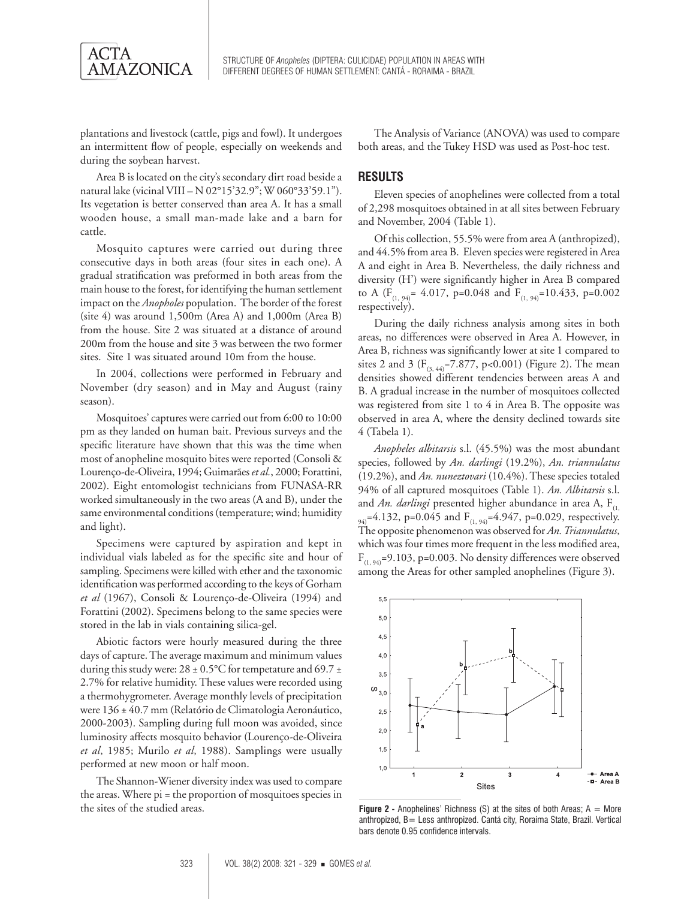plantations and livestock (cattle, pigs and fowl). It undergoes an intermittent flow of people, especially on weekends and during the soybean harvest.

Area B is located on the city's secondary dirt road beside a natural lake (vicinal VIII – N 02°15'32.9"; W 060°33'59.1"). Its vegetation is better conserved than area A. It has a small wooden house, a small man-made lake and a barn for cattle.

Mosquito captures were carried out during three consecutive days in both areas (four sites in each one). A gradual stratification was preformed in both areas from the main house to the forest, for identifying the human settlement impact on the *Anopholes* population. The border of the forest (site 4) was around 1,500m (Area A) and 1,000m (Area B) from the house. Site 2 was situated at a distance of around 200m from the house and site 3 was between the two former sites. Site 1 was situated around 10m from the house.

In 2004, collections were performed in February and November (dry season) and in May and August (rainy season).

Mosquitoes' captures were carried out from 6:00 to 10:00 pm as they landed on human bait. Previous surveys and the specific literature have shown that this was the time when most of anopheline mosquito bites were reported (Consoli & Lourenço-de-Oliveira, 1994; Guimarães *et al.*, 2000; Forattini, 2002). Eight entomologist technicians from FUNASA-RR worked simultaneously in the two areas (A and B), under the same environmental conditions (temperature; wind; humidity and light).

Specimens were captured by aspiration and kept in individual vials labeled as for the specific site and hour of sampling. Specimens were killed with ether and the taxonomic identification was performed according to the keys of Gorham *et al* (1967), Consoli & Lourenço-de-Oliveira (1994) and Forattini (2002). Specimens belong to the same species were stored in the lab in vials containing silica-gel.

Abiotic factors were hourly measured during the three days of capture. The average maximum and minimum values during this study were: 28 ± 0.5°C for tempetature and 69.7 ± 2.7% for relative humidity. These values were recorded using a thermohygrometer. Average monthly levels of precipitation were 136 ± 40.7 mm (Relatório de Climatologia Aeronáutico, 2000-2003). Sampling during full moon was avoided, since luminosity affects mosquito behavior (Lourenço-de-Oliveira *et al*, 1985; Murilo *et al*, 1988). Samplings were usually performed at new moon or half moon.

The Shannon-Wiener diversity index was used to compare the areas. Where pi = the proportion of mosquitoes species in the sites of the studied areas.

The Analysis of Variance (ANOVA) was used to compare both areas, and the Tukey HSD was used as Post-hoc test.

## RESULTS

Eleven species of anophelines were collected from a total of 2,298 mosquitoes obtained in at all sites between February and November, 2004 (Table 1).

Of this collection, 55.5% were from area A (anthropized), and 44.5% from area B. Eleven species were registered in Area A and eight in Area B. Nevertheless, the daily richness and diversity (H') were significantly higher in Area B compared to A ($F_{(1, 94)}$= 4.017, p=0.048 and $F_{(1, 94)}$=10.433, p=0.002 respectively).

During the daily richness analysis among sites in both areas, no differences were observed in Area A. However, in Area B, richness was significantly lower at site 1 compared to sites 2 and 3 ($F_{(3, 44)}$=7.877, p<0.001) (Figure 2). The mean densities showed different tendencies between areas A and B. A gradual increase in the number of mosquitoes collected was registered from site 1 to 4 in Area B. The opposite was observed in area A, where the density declined towards site 4 (Tabela 1).

*Anopheles albitarsis* s.l. (45.5%) was the most abundant species, followed by *An. darlingi* (19.2%), *An. triannulatus* (19.2%), and *An. nuneztovari* (10.4%). These species totaled 94% of all captured mosquitoes (Table 1). *An. Albitarsis* s.l. and *An. darlingi* presented higher abundance in area A, $F_{(1, 94)}$=4.132, p=0.045 and $F_{(1, 94)}$=4.947, p=0.029, respectively. The opposite phenomenon was observed for *An. Triannulatus*, which was four times more frequent in the less modified area, $F_{(1, 94)}$=9.103, p=0.003. No density differences were observed among the Areas for other sampled anophelines (Figure 3).

**Figure 2 -** Anophelines' Richness (S) at the sites of both Areas; A = More anthropized, B= Less anthropized. Cantá city, Roraima State, Brazil. Vertical bars denote 0.95 confidence intervals.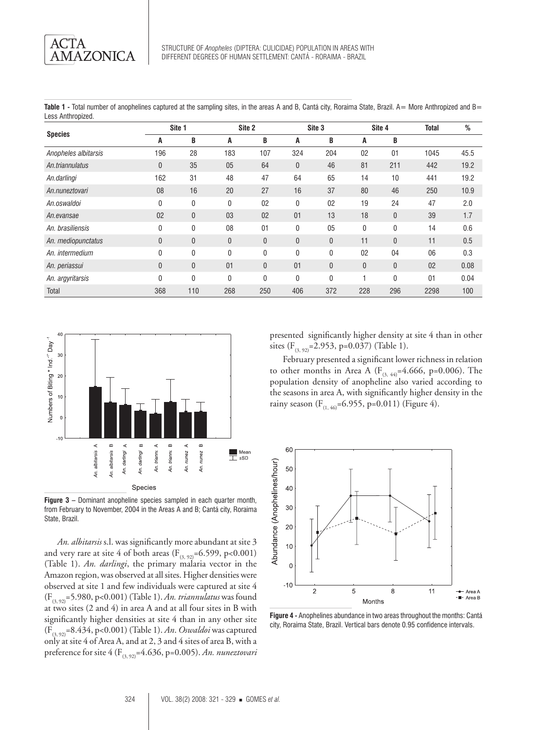**Table 1** - Total number of anophelines captured at the sampling sites, in the areas A and B, Cantá city, Roraima State, Brazil. A= More Anthropized and B= Less Anthropized.

| Species | Site 1 | | Site 2 | | Site 3 | | Site 4 | | Total | % |
|---|---|---|---|---|---|---|---|---|---|---|
| | A | B | A | B | A | B | A | B | | |
| *Anopheles albitarsis* | 196 | 28 | 183 | 107 | 324 | 204 | 02 | 01 | 1045 | 45.5 |
| *An.triannulatus* | 0 | 35 | 05 | 64 | 0 | 46 | 81 | 211 | 442 | 19.2 |
| *An.darlingi* | 162 | 31 | 48 | 47 | 64 | 65 | 14 | 10 | 441 | 19.2 |
| *An.nuneztovari* | 08 | 16 | 20 | 27 | 16 | 37 | 80 | 46 | 250 | 10.9 |
| *An.oswaldoi* | 0 | 0 | 0 | 02 | 0 | 02 | 19 | 24 | 47 | 2.0 |
| *An.evansae* | 02 | 0 | 03 | 02 | 01 | 13 | 18 | 0 | 39 | 1.7 |
| *An. brasiliensis* | 0 | 0 | 08 | 01 | 0 | 05 | 0 | 0 | 14 | 0.6 |
| *An. mediopunctatus* | 0 | 0 | 0 | 0 | 0 | 0 | 11 | 0 | 11 | 0.5 |
| *An. intermedium* | 0 | 0 | 0 | 0 | 0 | 0 | 02 | 04 | 06 | 0.3 |
| *An. periassui* | 0 | 0 | 01 | 0 | 01 | 0 | 0 | 0 | 02 | 0.08 |
| *An. argyritarsis* | 0 | 0 | 0 | 0 | 0 | 0 | 1 | 0 | 01 | 0.04 |
| Total | 368 | 110 | 268 | 250 | 406 | 372 | 228 | 296 | 2298 | 100 |

**Figure 3** – Dominant anopheline species sampled in each quarter month, from February to November, 2004 in the Areas A and B; Cantá city, Roraima State, Brazil.

*An. albitarsis* s.l. was significantly more abundant at site 3 and very rare at site 4 of both areas ($F_{(3, 92)}=6.599$, $p<0.001$) (Table 1). *An. darlingi*, the primary malaria vector in the Amazon region, was observed at all sites. Higher densities were observed at site 1 and few individuals were captured at site 4 ($F_{(3, 92)}=5.980$, $p<0.001$) (Table 1). *An. triannulatus* was found at two sites (2 and 4) in area A and at all four sites in B with significantly higher densities at site 4 than in any other site ($F_{(3, 92)}=8.434$, $p<0.001$) (Table 1). *An. Oswaldoi* was captured only at site 4 of Area A, and at 2, 3 and 4 sites of area B, with a preference for site 4 ($F_{(3, 92)}=4.636$, $p=0.005$). *An. nuneztovari* presented significantly higher density at site 4 than in other sites ($F_{(3, 92)}=2.953$, $p=0.037$) (Table 1).

February presented a significant lower richness in relation to other months in Area A ($F_{(3, 44)}=4.666$, $p=0.006$). The population density of anopheline also varied according to the seasons in area A, with significantly higher density in the rainy season ($F_{(1, 46)}=6.955$, $p=0.011$) (Figure 4).

**Figure 4** - Anophelines abundance in two areas throughout the months: Cantá city, Roraima State, Brazil. Vertical bars denote 0.95 confidence intervals.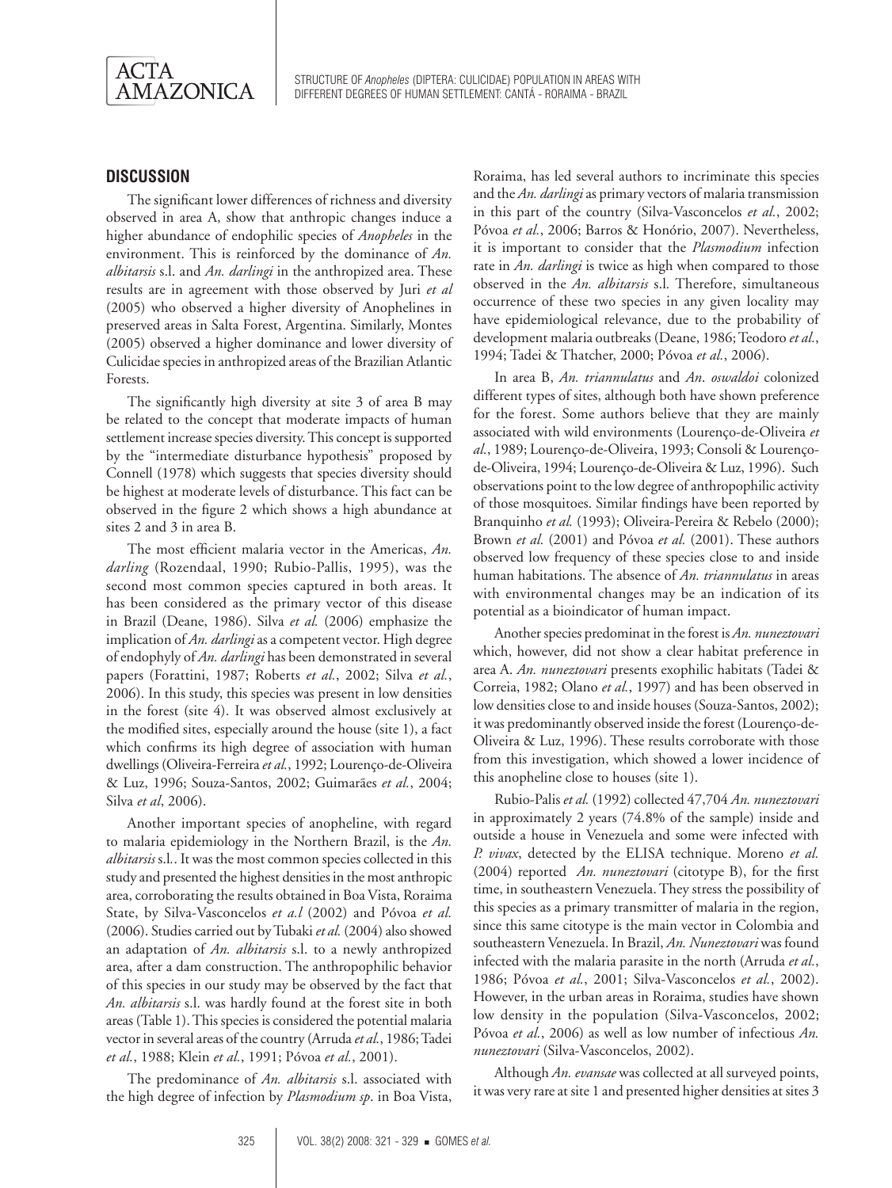## DISCUSSION

The significant lower differences of richness and diversity observed in area A, show that anthropic changes induce a higher abundance of endophilic species of *Anopheles* in the environment. This is reinforced by the dominance of *An. albitarsis* s.l. and *An. darlingi* in the anthropized area. These results are in agreement with those observed by Juri *et al* (2005) who observed a higher diversity of Anophelines in preserved areas in Salta Forest, Argentina. Similarly, Montes (2005) observed a higher dominance and lower diversity of Culicidae species in anthropized areas of the Brazilian Atlantic Forests.

The significantly high diversity at site 3 of area B may be related to the concept that moderate impacts of human settlement increase species diversity. This concept is supported by the "intermediate disturbance hypothesis" proposed by Connell (1978) which suggests that species diversity should be highest at moderate levels of disturbance. This fact can be observed in the figure 2 which shows a high abundance at sites 2 and 3 in area B.

The most efficient malaria vector in the Americas, *An. darling* (Rozendaal, 1990; Rubio-Pallis, 1995), was the second most common species captured in both areas. It has been considered as the primary vector of this disease in Brazil (Deane, 1986). Silva *et al.* (2006) emphasize the implication of *An. darlingi* as a competent vector. High degree of endophyly of *An. darlingi* has been demonstrated in several papers (Forattini, 1987; Roberts *et al.*, 2002; Silva *et al.*, 2006). In this study, this species was present in low densities in the forest (site 4). It was observed almost exclusively at the modified sites, especially around the house (site 1), a fact which confirms its high degree of association with human dwellings (Oliveira-Ferreira *et al.*, 1992; Lourenço-de-Oliveira & Luz, 1996; Souza-Santos, 2002; Guimarães *et al.*, 2004; Silva *et al*, 2006).

Another important species of anopheline, with regard to malaria epidemiology in the Northern Brazil, is the *An. albitarsis* s.l.. It was the most common species collected in this study and presented the highest densities in the most anthropic area, corroborating the results obtained in Boa Vista, Roraima State, by Silva-Vasconcelos *et a.l* (2002) and Póvoa *et al.* (2006). Studies carried out by Tubaki *et al.* (2004) also showed an adaptation of *An. albitarsis* s.l. to a newly anthropized area, after a dam construction. The anthropophilic behavior of this species in our study may be observed by the fact that *An. albitarsis* s.l. was hardly found at the forest site in both areas (Table 1). This species is considered the potential malaria vector in several areas of the country (Arruda *et al.*, 1986; Tadei *et al.*, 1988; Klein *et al.*, 1991; Póvoa *et al.*, 2001).

The predominance of *An. albitarsis* s.l. associated with the high degree of infection by *Plasmodium sp*. in Boa Vista, Roraima, has led several authors to incriminate this species and the *An. darlingi* as primary vectors of malaria transmission in this part of the country (Silva-Vasconcelos *et al.*, 2002; Póvoa *et al.*, 2006; Barros & Honório, 2007). Nevertheless, it is important to consider that the *Plasmodium* infection rate in *An. darlingi* is twice as high when compared to those observed in the *An. albitarsis* s.l. Therefore, simultaneous occurrence of these two species in any given locality may have epidemiological relevance, due to the probability of development malaria outbreaks (Deane, 1986; Teodoro *et al.*, 1994; Tadei & Thatcher, 2000; Póvoa *et al.*, 2006).

In area B, *An. triannulatus* and *An*. *oswaldoi* colonized different types of sites, although both have shown preference for the forest. Some authors believe that they are mainly associated with wild environments (Lourenço-de-Oliveira *et al.*, 1989; Lourenço-de-Oliveira, 1993; Consoli & Lourenço-de-Oliveira, 1994; Lourenço-de-Oliveira & Luz, 1996). Such observations point to the low degree of anthropophilic activity of those mosquitoes. Similar findings have been reported by Branquinho *et al.* (1993); Oliveira-Pereira & Rebelo (2000); Brown *et al.* (2001) and Póvoa *et al.* (2001). These authors observed low frequency of these species close to and inside human habitations. The absence of *An. triannulatus* in areas with environmental changes may be an indication of its potential as a bioindicator of human impact.

Another species predominat in the forest is *An. nuneztovari* which, however, did not show a clear habitat preference in area A. *An. nuneztovari* presents exophilic habitats (Tadei & Correia, 1982; Olano *et al.*, 1997) and has been observed in low densities close to and inside houses (Souza-Santos, 2002); it was predominantly observed inside the forest (Lourenço-de-Oliveira & Luz, 1996). These results corroborate with those from this investigation, which showed a lower incidence of this anopheline close to houses (site 1).

Rubio-Palis *et al.* (1992) collected 47,704 *An. nuneztovari* in approximately 2 years (74.8% of the sample) inside and outside a house in Venezuela and some were infected with *P. vivax*, detected by the ELISA technique. Moreno *et al.* (2004) reported *An. nuneztovari* (citotype B), for the first time, in southeastern Venezuela. They stress the possibility of this species as a primary transmitter of malaria in the region, since this same citotype is the main vector in Colombia and southeastern Venezuela. In Brazil, *An. Nuneztovari* was found infected with the malaria parasite in the north (Arruda *et al.*, 1986; Póvoa *et al.*, 2001; Silva-Vasconcelos *et al.*, 2002). However, in the urban areas in Roraima, studies have shown low density in the population (Silva-Vasconcelos, 2002; Póvoa *et al.*, 2006) as well as low number of infectious *An. nuneztovari* (Silva-Vasconcelos, 2002).

Although *An. evansae* was collected at all surveyed points, it was very rare at site 1 and presented higher densities at sites 3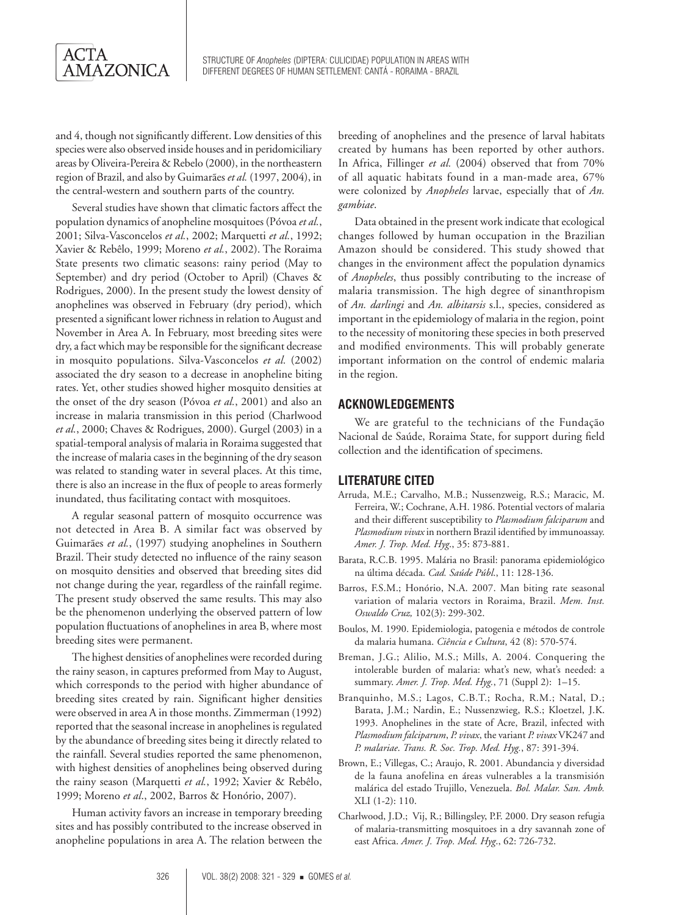and 4, though not significantly different. Low densities of this species were also observed inside houses and in peridomiciliary areas by Oliveira-Pereira & Rebelo (2000), in the northeastern region of Brazil, and also by Guimarães *et al.* (1997, 2004), in the central-western and southern parts of the country.

Several studies have shown that climatic factors affect the population dynamics of anopheline mosquitoes (Póvoa *et al.*, 2001; Silva-Vasconcelos *et al.*, 2002; Marquetti *et al.*, 1992; Xavier & Rebêlo, 1999; Moreno *et al.*, 2002). The Roraima State presents two climatic seasons: rainy period (May to September) and dry period (October to April) (Chaves & Rodrigues, 2000). In the present study the lowest density of anophelines was observed in February (dry period), which presented a significant lower richness in relation to August and November in Area A. In February, most breeding sites were dry, a fact which may be responsible for the significant decrease in mosquito populations. Silva-Vasconcelos *et al.* (2002) associated the dry season to a decrease in anopheline biting rates. Yet, other studies showed higher mosquito densities at the onset of the dry season (Póvoa *et al.*, 2001) and also an increase in malaria transmission in this period (Charlwood *et al.*, 2000; Chaves & Rodrigues, 2000). Gurgel (2003) in a spatial-temporal analysis of malaria in Roraima suggested that the increase of malaria cases in the beginning of the dry season was related to standing water in several places. At this time, there is also an increase in the flux of people to areas formerly inundated, thus facilitating contact with mosquitoes.

A regular seasonal pattern of mosquito occurrence was not detected in Area B. A similar fact was observed by Guimarães *et al.*, (1997) studying anophelines in Southern Brazil. Their study detected no influence of the rainy season on mosquito densities and observed that breeding sites did not change during the year, regardless of the rainfall regime. The present study observed the same results. This may also be the phenomenon underlying the observed pattern of low population fluctuations of anophelines in area B, where most breeding sites were permanent.

The highest densities of anophelines were recorded during the rainy season, in captures preformed from May to August, which corresponds to the period with higher abundance of breeding sites created by rain. Significant higher densities were observed in area A in those months. Zimmerman (1992) reported that the seasonal increase in anophelines is regulated by the abundance of breeding sites being it directly related to the rainfall. Several studies reported the same phenomenon, with highest densities of anophelines being observed during the rainy season (Marquetti *et al.*, 1992; Xavier & Rebêlo, 1999; Moreno *et al.*, 2002, Barros & Honório, 2007).

Human activity favors an increase in temporary breeding sites and has possibly contributed to the increase observed in anopheline populations in area A. The relation between the breeding of anophelines and the presence of larval habitats created by humans has been reported by other authors. In Africa, Fillinger *et al.* (2004) observed that from 70% of all aquatic habitats found in a man-made area, 67% were colonized by *Anopheles* larvae, especially that of *An. gambiae*.

Data obtained in the present work indicate that ecological changes followed by human occupation in the Brazilian Amazon should be considered. This study showed that changes in the environment affect the population dynamics of *Anopheles*, thus possibly contributing to the increase of malaria transmission. The high degree of sinanthropism of *An. darlingi* and *An. albitarsis* s.l., species, considered as important in the epidemiology of malaria in the region, point to the necessity of monitoring these species in both preserved and modified environments. This will probably generate important information on the control of endemic malaria in the region.

## ACKNOWLEDGEMENTS

We are grateful to the technicians of the Fundação Nacional de Saúde, Roraima State, for support during field collection and the identification of specimens.

## LITERATURE CITED

Arruda, M.E.; Carvalho, M.B.; Nussenzweig, R.S.; Maracic, M. Ferreira, W.; Cochrane, A.H. 1986. Potential vectors of malaria and their different susceptibility to *Plasmodium falciparum* and *Plasmodium vivax* in northern Brazil identified by immunoassay. *Amer. J. Trop. Med. Hyg.*, 35: 873-881.

Barata, R.C.B. 1995. Malária no Brasil: panorama epidemiológico na última década. *Cad. Saúde Públ.*, 11: 128-136.

Barros, F.S.M.; Honório, N.A. 2007. Man biting rate seasonal variation of malaria vectors in Roraima, Brazil. *Mem. Inst. Oswaldo Cruz,* 102(3): 299-302.

Boulos, M. 1990. Epidemiologia, patogenia e métodos de controle da malaria humana. *Ciência e Cultura*, 42 (8): 570-574.

Breman, J.G.; Alilio, M.S.; Mills, A. 2004. Conquering the intolerable burden of malaria: what's new, what's needed: a summary. *Amer. J. Trop. Med. Hyg.*, 71 (Suppl 2): 1–15.

Branquinho, M.S.; Lagos, C.B.T.; Rocha, R.M.; Natal, D.; Barata, J.M.; Nardin, E.; Nussenzwieg, R.S.; Kloetzel, J.K. 1993. Anophelines in the state of Acre, Brazil, infected with *Plasmodium falciparum*, *P. vivax*, the variant *P. vivax* VK247 and *P. malariae*. *Trans. R. Soc. Trop. Med. Hyg.*, 87: 391-394.

Brown, E.; Villegas, C.; Araujo, R. 2001. Abundancia y diversidad de la fauna anofelina en áreas vulnerables a la transmisión malárica del estado Trujillo, Venezuela. *Bol. Malar. San. Amb.* XLI (1-2): 110.

Charlwood, J.D.; Vij, R.; Billingsley, P.F. 2000. Dry season refugia of malaria-transmitting mosquitoes in a dry savannah zone of east Africa. *Amer. J. Trop. Med. Hyg.*, 62: 726-732.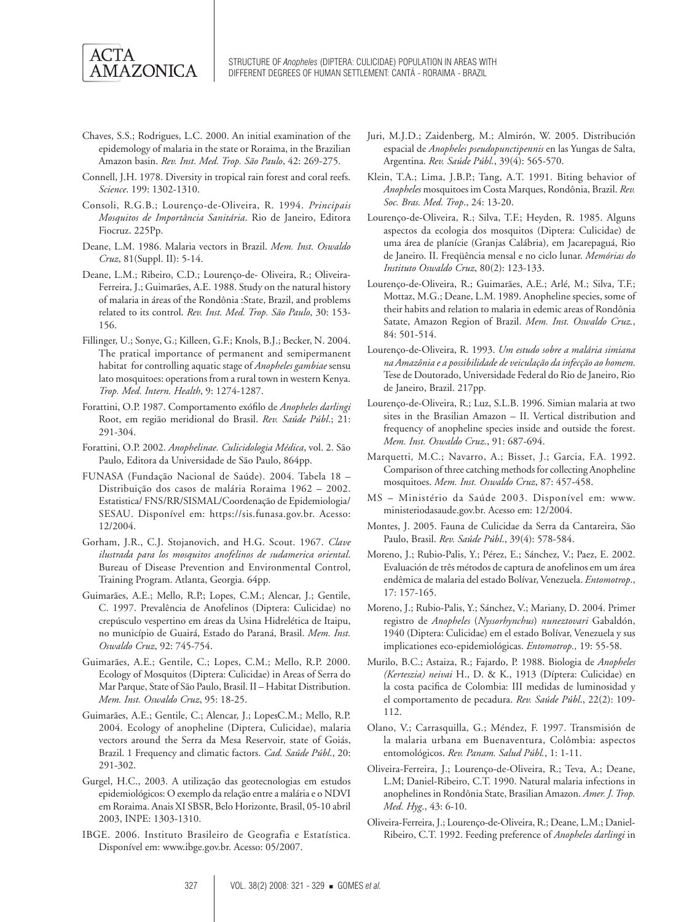Chaves, S.S.; Rodrigues, L.C. 2000. An initial examination of the epidemology of malaria in the state or Roraima, in the Brazilian Amazon basin. *Rev. Inst. Med. Trop. São Paulo*, 42: 269-275.

Connell, J.H. 1978. Diversity in tropical rain forest and coral reefs. *Science*. 199: 1302-1310.

Consoli, R.G.B.; Lourenço-de-Oliveira, R. 1994. *Principais Mosquitos de Importância Sanitária*. Rio de Janeiro, Editora Fiocruz. 225Pp.

Deane, L.M. 1986. Malaria vectors in Brazil. *Mem. Inst. Oswaldo Cruz*, 81(Suppl. II): 5-14.

Deane, L.M.; Ribeiro, C.D.; Lourenço-de- Oliveira, R.; Oliveira-Ferreira, J.; Guimarães, A.E. 1988. Study on the natural history of malaria in áreas of the Rondônia :State, Brazil, and problems related to its control. *Rev. Inst. Med. Trop. São Paulo*, 30: 153-156.

Fillinger, U.; Sonye, G.; Killeen, G.F.; Knols, B.J.; Becker, N. 2004. The pratical importance of permanent and semipermanent habitat for controlling aquatic stage of *Anopheles gambiae* sensu lato mosquitoes: operations from a rural town in western Kenya. *Trop. Med. Intern. Health*, 9: 1274-1287.

Forattini, O.P. 1987. Comportamento exófilo de *Anopheles darlingi* Root, em região meridional do Brasil. *Rev. Saúde Públ*.; 21: 291-304.

Forattini, O.P. 2002. *Anophelinae. Culicidologia Médica*, vol. 2. São Paulo, Editora da Universidade de São Paulo, 864pp.

FUNASA (Fundação Nacional de Saúde). 2004. Tabela 18 – Distribuição dos casos de malária Roraima 1962 – 2002. Estatistica/ FNS/RR/SISMAL/Coordenação de Epidemiologia/ SESAU. Disponível em: https://sis.funasa.gov.br. Acesso: 12/2004.

Gorham, J.R., C.J. Stojanovich, and H.G. Scout. 1967. *Clave ilustrada para los mosquitos anofelinos de sudamerica oriental*. Bureau of Disease Prevention and Environmental Control, Training Program. Atlanta, Georgia. 64pp.

Guimarães, A.E.; Mello, R.P.; Lopes, C.M.; Alencar, J.; Gentile, C. 1997. Prevalência de Anofelinos (Diptera: Culicidae) no crepúsculo vespertino em áreas da Usina Hidrelética de Itaipu, no município de Guairá, Estado do Paraná, Brasil. *Mem. Inst. Oswaldo Cruz*, 92: 745-754.

Guimarães, A.E.; Gentile, C.; Lopes, C.M.; Mello, R.P. 2000. Ecology of Mosquitos (Diptera: Culicidae) in Areas of Serra do Mar Parque, State of São Paulo, Brasil. II – Habitat Distribution. *Mem. Inst. Oswaldo Cruz*, 95: 18-25.

Guimarães, A.E.; Gentile, C.; Alencar, J.; LopesC.M.; Mello, R.P. 2004. Ecology of anopheline (Diptera, Culicidae), malaria vectors around the Serra da Mesa Reservoir, state of Goiás, Brazil. 1 Frequency and climatic factors. *Cad. Saúde Públ.*, 20: 291-302.

Gurgel, H.C., 2003. A utilização das geotecnologias em estudos epidemiológicos: O exemplo da relação entre a malária e o NDVI em Roraima. Anais XI SBSR, Belo Horizonte, Brasil, 05-10 abril 2003, INPE: 1303-1310.

IBGE. 2006. Instituto Brasileiro de Geografia e Estatística. Disponível em: www.ibge.gov.br. Acesso: 05/2007.

Juri, M.J.D.; Zaidenberg, M.; Almirón, W. 2005. Distribución espacial de *Anopheles pseudopunctipennis* en las Yungas de Salta, Argentina. *Rev. Saúde Públ.*, 39(4): 565-570.

Klein, T.A.; Lima, J.B.P.; Tang, A.T. 1991. Biting behavior of *Anopheles* mosquitoes im Costa Marques, Rondônia, Brazil. *Rev. Soc. Bras. Med. Trop*., 24: 13-20.

Lourenço-de-Oliveira, R.; Silva, T.F.; Heyden, R. 1985. Alguns aspectos da ecologia dos mosquitos (Diptera: Culicidae) de uma área de planície (Granjas Calábria), em Jacarepaguá, Rio de Janeiro. II. Freqüência mensal e no ciclo lunar. *Memórias do Instituto Oswaldo Cruz*, 80(2): 123-133.

Lourenço-de-Oliveira, R.; Guimarães, A.E.; Arlé, M.; Silva, T.F.; Mottaz, M.G.; Deane, L.M. 1989. Anopheline species, some of their habits and relation to malaria in edemic areas of Rondônia Satate, Amazon Region of Brazil. *Mem. Inst. Oswaldo Cruz.*, 84: 501-514.

Lourenço-de-Oliveira, R. 1993. *Um estudo sobre a malária simiana na Amazônia e a possibilidade de veiculação da infecção ao homem*. Tese de Doutorado, Universidade Federal do Rio de Janeiro, Rio de Janeiro, Brazil. 217pp.

Lourenço-de-Oliveira, R.; Luz, S.L.B. 1996. Simian malaria at two sites in the Brasilian Amazon – II. Vertical distribution and frequency of anopheline species inside and outside the forest. *Mem. Inst. Oswaldo Cruz.*, 91: 687-694.

Marquetti, M.C.; Navarro, A.; Bisset, J.; Garcia, F.A. 1992. Comparison of three catching methods for collecting Anopheline mosquitoes. *Mem. Inst. Oswaldo Cruz*, 87: 457-458.

MS – Ministério da Saúde 2003. Disponível em: www.ministeriodasaude.gov.br. Acesso em: 12/2004.

Montes, J. 2005. Fauna de Culicidae da Serra da Cantareira, São Paulo, Brasil. *Rev. Saúde Públ.*, 39(4): 578-584.

Moreno, J.; Rubio-Palis, Y.; Pérez, E.; Sánchez, V.; Paez, E. 2002. Evaluación de três métodos de captura de anofelinos em um área endêmica de malaria del estado Bolívar, Venezuela. *Entomotrop.*, 17: 157-165.

Moreno, J.; Rubio-Palis, Y.; Sánchez, V.; Mariany, D. 2004. Primer registro de *Anopheles* (*Nyssorhynchus*) *nuneztovari* Gabaldón, 1940 (Diptera: Culicidae) em el estado Bolívar, Venezuela y sus implicationes eco-epidemiológicas. *Entomotrop.,* 19: 55-58.

Murilo, B.C.; Astaiza, R.; Fajardo, P. 1988. Biologia de *Anopheles (Kerteszia) neivai* H., D. & K., 1913 (Díptera: Culicidae) en la costa pacifica de Colombia: III medidas de luminosidad y el comportamento de pecadura. *Rev. Saúde Públ.*, 22(2): 109-112.

Olano, V.; Carrasquilla, G.; Méndez, F. 1997. Transmisión de la malaria urbana em Buenaventura, Colômbia: aspectos entomológicos. *Rev. Panam. Salud Públ.*, 1: 1-11.

Oliveira-Ferreira, J.; Lourenço-de-Oliveira, R.; Teva, A.; Deane, L.M; Daniel-Ribeiro, C.T. 1990. Natural malaria infections in anophelines in Rondônia State, Brasilian Amazon. *Amer. J. Trop. Med. Hyg.*, 43: 6-10.

Oliveira-Ferreira, J.; Lourenço-de-Oliveira, R.; Deane, L.M.; Daniel-Ribeiro, C.T. 1992. Feeding preference of *Anopheles darlingi* in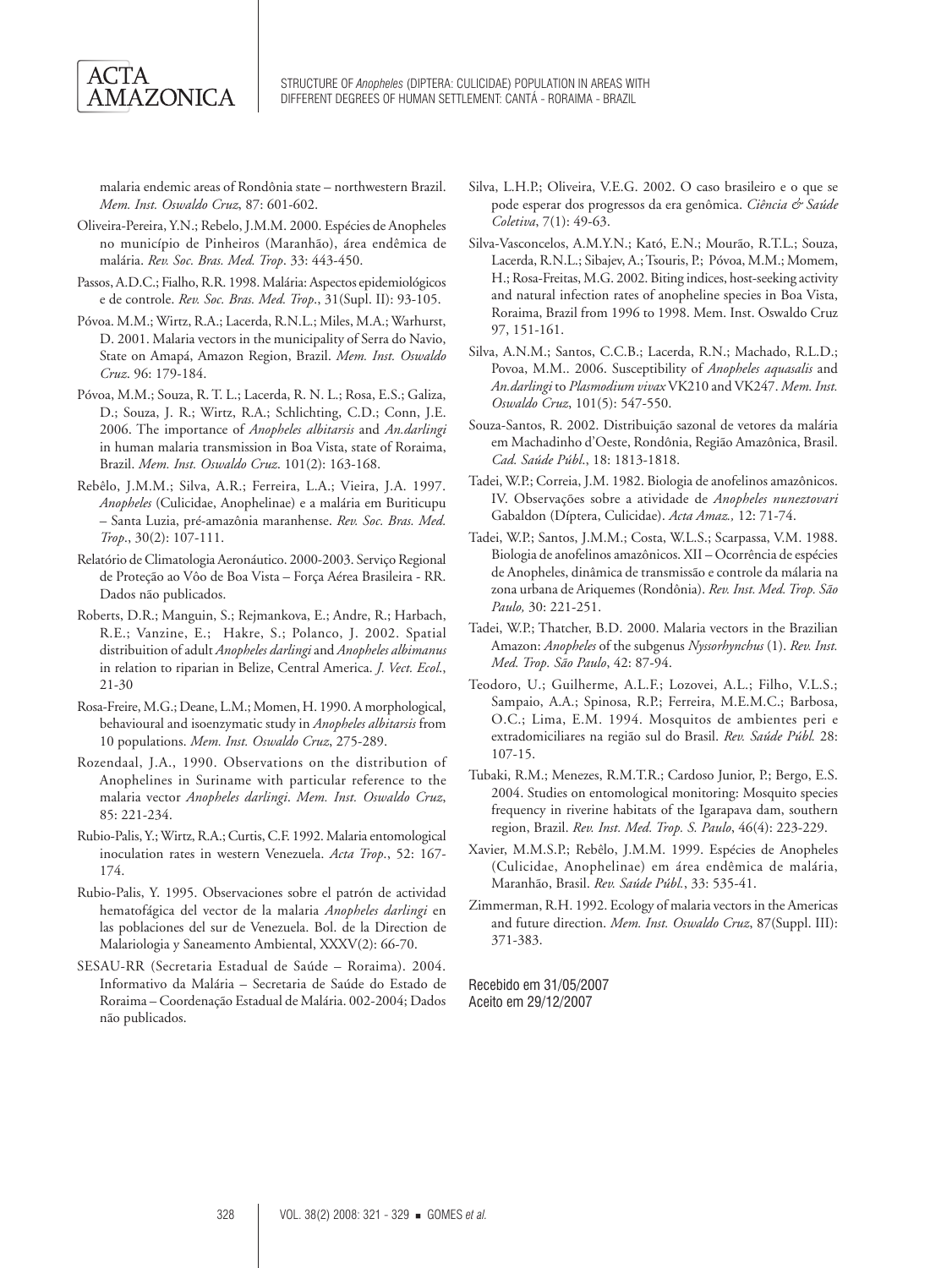malaria endemic areas of Rondônia state – northwestern Brazil. *Mem. Inst. Oswaldo Cruz*, 87: 601-602.

Oliveira-Pereira, Y.N.; Rebelo, J.M.M. 2000. Espécies de Anopheles no município de Pinheiros (Maranhão), área endêmica de malária. *Rev. Soc. Bras. Med. Trop*. 33: 443-450.

Passos, A.D.C.; Fialho, R.R. 1998. Malária: Aspectos epidemiológicos e de controle. *Rev. Soc. Bras. Med. Trop*., 31(Supl. II): 93-105.

Póvoa. M.M.; Wirtz, R.A.; Lacerda, R.N.L.; Miles, M.A.; Warhurst, D. 2001. Malaria vectors in the municipality of Serra do Navio, State on Amapá, Amazon Region, Brazil. *Mem. Inst. Oswaldo Cruz*. 96: 179-184.

Póvoa, M.M.; Souza, R. T. L.; Lacerda, R. N. L.; Rosa, E.S.; Galiza, D.; Souza, J. R.; Wirtz, R.A.; Schlichting, C.D.; Conn, J.E. 2006. The importance of *Anopheles albitarsis* and *An.darlingi* in human malaria transmission in Boa Vista, state of Roraima, Brazil. *Mem. Inst. Oswaldo Cruz*. 101(2): 163-168.

Rebêlo, J.M.M.; Silva, A.R.; Ferreira, L.A.; Vieira, J.A. 1997. *Anopheles* (Culicidae, Anophelinae) e a malária em Buriticupu – Santa Luzia, pré-amazônia maranhense. *Rev. Soc. Bras. Med. Trop*., 30(2): 107-111.

Relatório de Climatologia Aeronáutico. 2000-2003. Serviço Regional de Proteção ao Vôo de Boa Vista – Força Aérea Brasileira - RR. Dados não publicados.

Roberts, D.R.; Manguin, S.; Rejmankova, E.; Andre, R.; Harbach, R.E.; Vanzine, E.; Hakre, S.; Polanco, J. 2002. Spatial distribuition of adult *Anopheles darlingi* and *Anopheles albimanus* in relation to riparian in Belize, Central America. *J. Vect. Ecol*., 21-30

Rosa-Freire, M.G.; Deane, L.M.; Momen, H. 1990. A morphological, behavioural and isoenzymatic study in *Anopheles albitarsis* from 10 populations. *Mem. Inst. Oswaldo Cruz*, 275-289.

Rozendaal, J.A., 1990. Observations on the distribution of Anophelines in Suriname with particular reference to the malaria vector *Anopheles darlingi*. *Mem. Inst. Oswaldo Cruz*, 85: 221-234.

Rubio-Palis, Y.; Wirtz, R.A.; Curtis, C.F. 1992. Malaria entomological inoculation rates in western Venezuela. *Acta Trop*., 52: 167-174.

Rubio-Palis, Y. 1995. Observaciones sobre el patrón de actividad hematofágica del vector de la malaria *Anopheles darlingi* en las poblaciones del sur de Venezuela. Bol. de la Direction de Malariologia y Saneamento Ambiental, XXXV(2): 66-70.

SESAU-RR (Secretaria Estadual de Saúde – Roraima). 2004. Informativo da Malária – Secretaria de Saúde do Estado de Roraima – Coordenação Estadual de Malária. 002-2004; Dados não publicados.

Silva, L.H.P.; Oliveira, V.E.G. 2002. O caso brasileiro e o que se pode esperar dos progressos da era genômica. *Ciência & Saúde Coletiva*, 7(1): 49-63.

Silva-Vasconcelos, A.M.Y.N.; Kató, E.N.; Mourão, R.T.L.; Souza, Lacerda, R.N.L.; Sibajev, A.; Tsouris, P.; Póvoa, M.M.; Momem, H.; Rosa-Freitas, M.G. 2002. Biting indices, host-seeking activity and natural infection rates of anopheline species in Boa Vista, Roraima, Brazil from 1996 to 1998. Mem. Inst. Oswaldo Cruz 97, 151-161.

Silva, A.N.M.; Santos, C.C.B.; Lacerda, R.N.; Machado, R.L.D.; Povoa, M.M.. 2006. Susceptibility of *Anopheles aquasalis* and *An.darlingi* to *Plasmodium vivax* VK210 and VK247. *Mem. Inst. Oswaldo Cruz*, 101(5): 547-550.

Souza-Santos, R. 2002. Distribuição sazonal de vetores da malária em Machadinho d'Oeste, Rondônia, Região Amazônica, Brasil. *Cad. Saúde Públ*., 18: 1813-1818.

Tadei, W.P.; Correia, J.M. 1982. Biologia de anofelinos amazônicos. IV. Observações sobre a atividade de *Anopheles nuneztovari* Gabaldon (Díptera, Culicidae). *Acta Amaz.,* 12: 71-74.

Tadei, W.P.; Santos, J.M.M.; Costa, W.L.S.; Scarpassa, V.M. 1988. Biologia de anofelinos amazônicos. XII – Ocorrência de espécies de Anopheles, dinâmica de transmissão e controle da malária na zona urbana de Ariquemes (Rondônia). *Rev. Inst. Med. Trop. São Paulo,* 30: 221-251.

Tadei, W.P.; Thatcher, B.D. 2000. Malaria vectors in the Brazilian Amazon: *Anopheles* of the subgenus *Nyssorhynchus* (1). *Rev. Inst. Med. Trop. São Paulo*, 42: 87-94.

Teodoro, U.; Guilherme, A.L.F.; Lozovei, A.L.; Filho, V.L.S.; Sampaio, A.A.; Spinosa, R.P.; Ferreira, M.E.M.C.; Barbosa, O.C.; Lima, E.M. 1994. Mosquitos de ambientes peri e extradomiciliares na região sul do Brasil. *Rev. Saúde Públ.* 28: 107-15.

Tubaki, R.M.; Menezes, R.M.T.R.; Cardoso Junior, P.; Bergo, E.S. 2004. Studies on entomological monitoring: Mosquito species frequency in riverine habitats of the Igarapava dam, southern region, Brazil. *Rev. Inst. Med. Trop. S. Paulo*, 46(4): 223-229.

Xavier, M.M.S.P.; Rebêlo, J.M.M. 1999. Espécies de Anopheles (Culicidae, Anophelinae) em área endêmica de malária, Maranhão, Brasil. *Rev. Saúde Públ.*, 33: 535-41.

Zimmerman, R.H. 1992. Ecology of malaria vectors in the Americas and future direction. *Mem. Inst. Oswaldo Cruz*, 87(Suppl. III): 371-383.

Recebido em 31/05/2007
Aceito em 29/12/2007